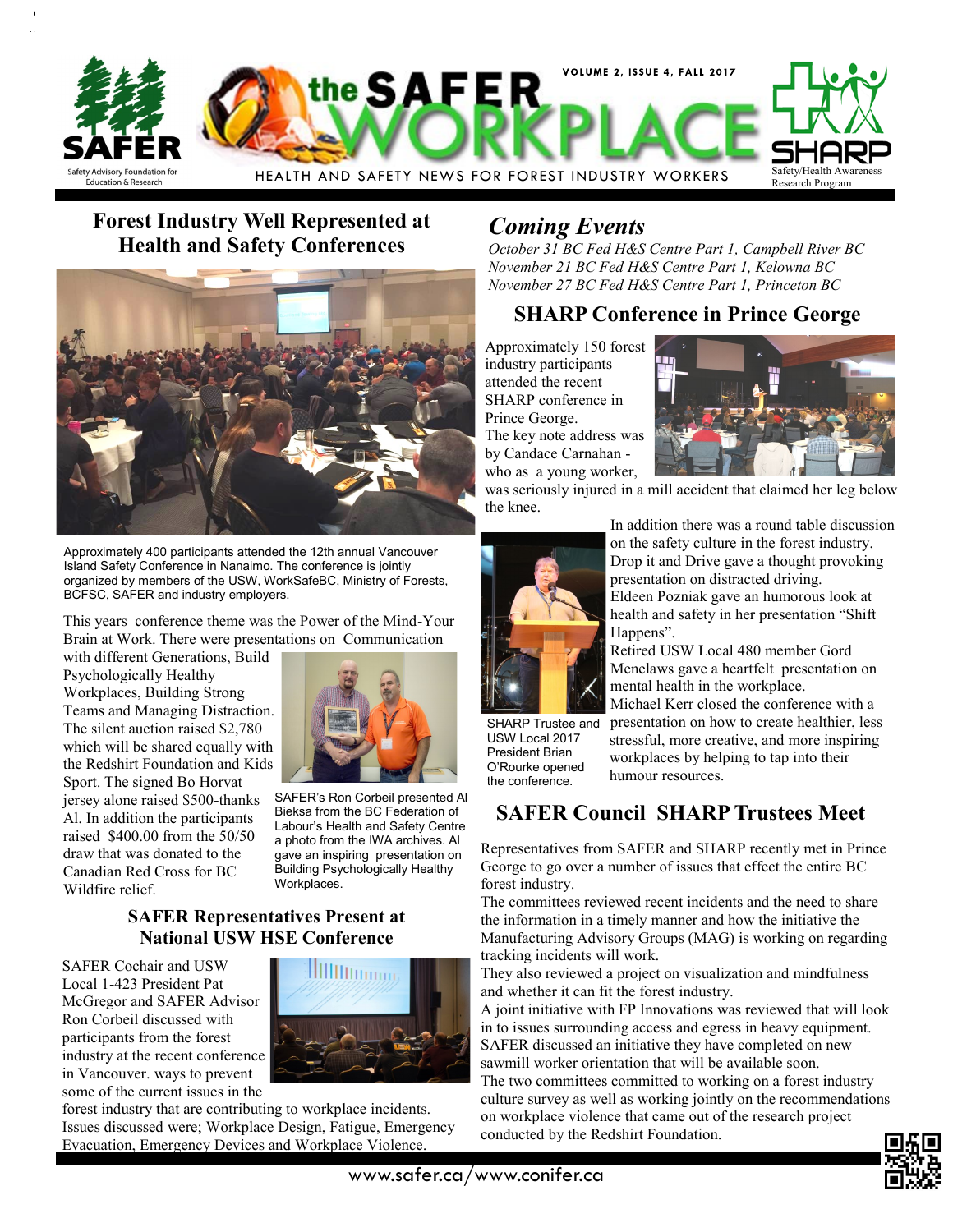# the SAFER WORKPLACE

VOLUME 2, ISSUE 4, FALL 2017

HEALTH AND SAFETY NEWS FOR FOREST INDUSTRY WORKERS

SAFER — Safety Advisory Foundation for Education & Research

SHARP — Safety/Health Awareness Research Program

## Forest Industry Well Represented at Health and Safety Conferences

Approximately 400 participants attended the 12th annual Vancouver Island Safety Conference in Nanaimo. The conference is jointly organized by members of the USW, WorkSafeBC, Ministry of Forests, BCFSC, SAFER and industry employers.

This years conference theme was the Power of the Mind-Your Brain at Work. There were presentations on Communication with different Generations, Build Psychologically Healthy Workplaces, Building Strong Teams and Managing Distraction. The silent auction raised $2,780 which will be shared equally with the Redshirt Foundation and Kids Sport. The signed Bo Horvat jersey alone raised $500-thanks Al. In addition the participants raised $400.00 from the 50/50 draw that was donated to the Canadian Red Cross for BC Wildfire relief.

SAFER's Ron Corbeil presented Al Bieksa from the BC Federation of Labour's Health and Safety Centre a photo from the IWA archives. Al gave an inspiring presentation on Building Psychologically Healthy Workplaces.

## SAFER Representatives Present at National USW HSE Conference

SAFER Cochair and USW Local 1-423 President Pat McGregor and SAFER Advisor Ron Corbeil discussed with participants from the forest industry at the recent conference in Vancouver. ways to prevent some of the current issues in the forest industry that are contributing to workplace incidents. Issues discussed were; Workplace Design, Fatigue, Emergency Evacuation, Emergency Devices and Workplace Violence.

## *Coming Events*

*October 31 BC Fed H&S Centre Part 1, Campbell River BC*
*November 21 BC Fed H&S Centre Part 1, Kelowna BC*
*November 27 BC Fed H&S Centre Part 1, Princeton BC*

## SHARP Conference in Prince George

Approximately 150 forest industry participants attended the recent SHARP conference in Prince George.
The key note address was by Candace Carnahan - who as a young worker, was seriously injured in a mill accident that claimed her leg below the knee.

In addition there was a round table discussion on the safety culture in the forest industry.
Drop it and Drive gave a thought provoking presentation on distracted driving.
Eldeen Pozniak gave an humorous look at health and safety in her presentation "Shift Happens".
Retired USW Local 480 member Gord Menelaws gave a heartfelt presentation on mental health in the workplace.
Michael Kerr closed the conference with a presentation on how to create healthier, less stressful, more creative, and more inspiring workplaces by helping to tap into their humour resources.

SHARP Trustee and USW Local 2017 President Brian O'Rourke opened the conference.

## SAFER Council SHARP Trustees Meet

Representatives from SAFER and SHARP recently met in Prince George to go over a number of issues that effect the entire BC forest industry.
The committees reviewed recent incidents and the need to share the information in a timely manner and how the initiative the Manufacturing Advisory Groups (MAG) is working on regarding tracking incidents will work.
They also reviewed a project on visualization and mindfulness and whether it can fit the forest industry.
A joint initiative with FP Innovations was reviewed that will look in to issues surrounding access and egress in heavy equipment.
SAFER discussed an initiative they have completed on new sawmill worker orientation that will be available soon.
The two committees committed to working on a forest industry culture survey as well as working jointly on the recommendations on workplace violence that came out of the research project conducted by the Redshirt Foundation.

www.safer.ca/www.conifer.ca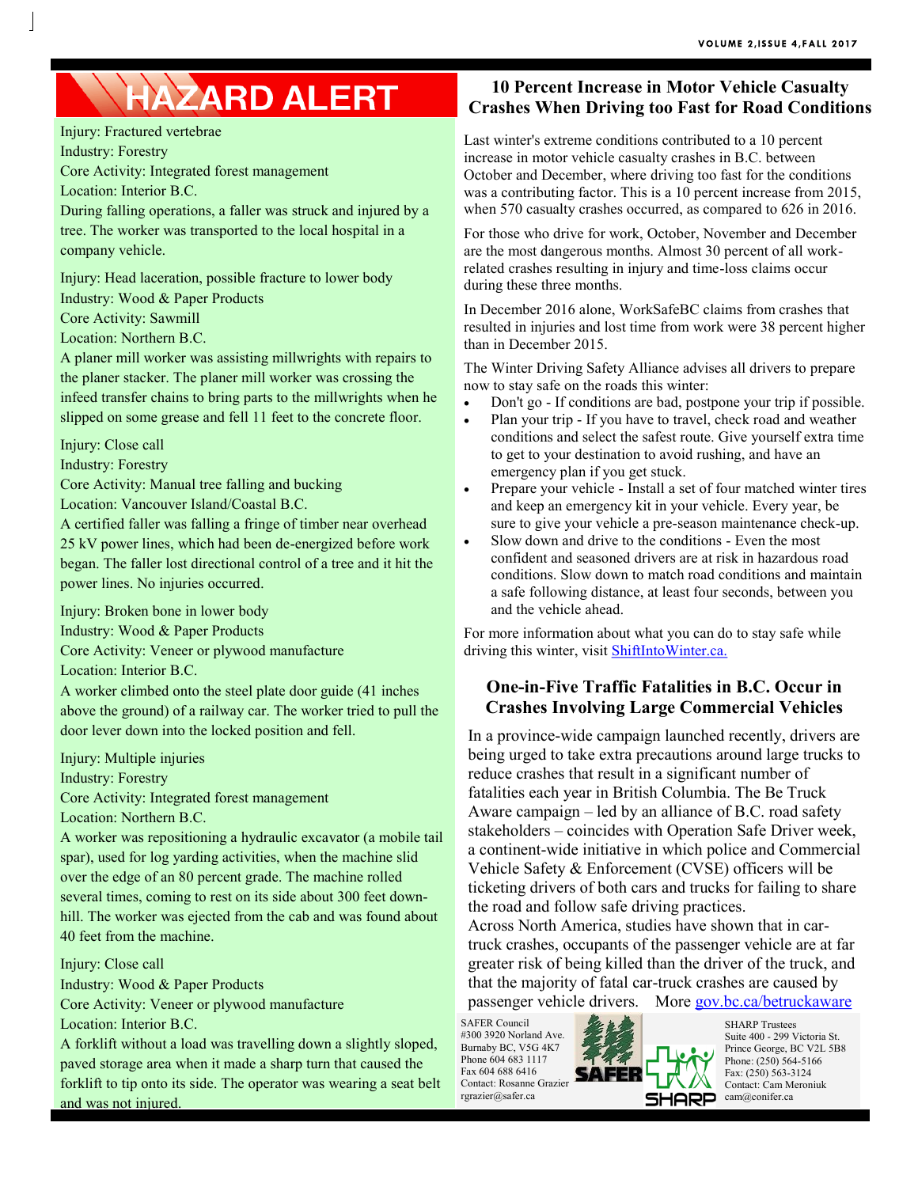# HAZARD ALERT

Injury: Fractured vertebrae
Industry: Forestry
Core Activity: Integrated forest management
Location: Interior B.C.
During falling operations, a faller was struck and injured by a tree. The worker was transported to the local hospital in a company vehicle.

Injury: Head laceration, possible fracture to lower body
Industry: Wood & Paper Products
Core Activity: Sawmill
Location: Northern B.C.
A planer mill worker was assisting millwrights with repairs to the planer stacker. The planer mill worker was crossing the infeed transfer chains to bring parts to the millwrights when he slipped on some grease and fell 11 feet to the concrete floor.

Injury: Close call
Industry: Forestry
Core Activity: Manual tree falling and bucking
Location: Vancouver Island/Coastal B.C.
A certified faller was falling a fringe of timber near overhead 25 kV power lines, which had been de-energized before work began. The faller lost directional control of a tree and it hit the power lines. No injuries occurred.

Injury: Broken bone in lower body
Industry: Wood & Paper Products
Core Activity: Veneer or plywood manufacture
Location: Interior B.C.
A worker climbed onto the steel plate door guide (41 inches above the ground) of a railway car. The worker tried to pull the door lever down into the locked position and fell.

Injury: Multiple injuries
Industry: Forestry
Core Activity: Integrated forest management
Location: Northern B.C.
A worker was repositioning a hydraulic excavator (a mobile tail spar), used for log yarding activities, when the machine slid over the edge of an 80 percent grade. The machine rolled several times, coming to rest on its side about 300 feet down-hill. The worker was ejected from the cab and was found about 40 feet from the machine.

Injury: Close call
Industry: Wood & Paper Products
Core Activity: Veneer or plywood manufacture
Location: Interior B.C.
A forklift without a load was travelling down a slightly sloped, paved storage area when it made a sharp turn that caused the forklift to tip onto its side. The operator was wearing a seat belt and was not injured.

## 10 Percent Increase in Motor Vehicle Casualty Crashes When Driving too Fast for Road Conditions

Last winter's extreme conditions contributed to a 10 percent increase in motor vehicle casualty crashes in B.C. between October and December, where driving too fast for the conditions was a contributing factor. This is a 10 percent increase from 2015, when 570 casualty crashes occurred, as compared to 626 in 2016.

For those who drive for work, October, November and December are the most dangerous months. Almost 30 percent of all work-related crashes resulting in injury and time-loss claims occur during these three months.

In December 2016 alone, WorkSafeBC claims from crashes that resulted in injuries and lost time from work were 38 percent higher than in December 2015.

The Winter Driving Safety Alliance advises all drivers to prepare now to stay safe on the roads this winter:

- Don't go - If conditions are bad, postpone your trip if possible.
- Plan your trip - If you have to travel, check road and weather conditions and select the safest route. Give yourself extra time to get to your destination to avoid rushing, and have an emergency plan if you get stuck.
- Prepare your vehicle - Install a set of four matched winter tires and keep an emergency kit in your vehicle. Every year, be sure to give your vehicle a pre-season maintenance check-up.
- Slow down and drive to the conditions - Even the most confident and seasoned drivers are at risk in hazardous road conditions. Slow down to match road conditions and maintain a safe following distance, at least four seconds, between you and the vehicle ahead.

For more information about what you can do to stay safe while driving this winter, visit ShiftIntoWinter.ca.

## One-in-Five Traffic Fatalities in B.C. Occur in Crashes Involving Large Commercial Vehicles

In a province-wide campaign launched recently, drivers are being urged to take extra precautions around large trucks to reduce crashes that result in a significant number of fatalities each year in British Columbia. The Be Truck Aware campaign – led by an alliance of B.C. road safety stakeholders – coincides with Operation Safe Driver week, a continent-wide initiative in which police and Commercial Vehicle Safety & Enforcement (CVSE) officers will be ticketing drivers of both cars and trucks for failing to share the road and follow safe driving practices.

Across North America, studies have shown that in car-truck crashes, occupants of the passenger vehicle are at far greater risk of being killed than the driver of the truck, and that the majority of fatal car-truck crashes are caused by passenger vehicle drivers. More gov.bc.ca/betruckaware

SAFER Council
#300 3920 Norland Ave.
Burnaby BC, V5G 4K7
Phone 604 683 1117
Fax 604 688 6416
Contact: Rosanne Grazier
rgrazier@safer.ca

SAFER

SHARP

SHARP Trustees
Suite 400 - 299 Victoria St.
Prince George, BC V2L 5B8
Phone: (250) 564-5166
Fax: (250) 563-3124
Contact: Cam Meroniuk
cam@conifer.ca